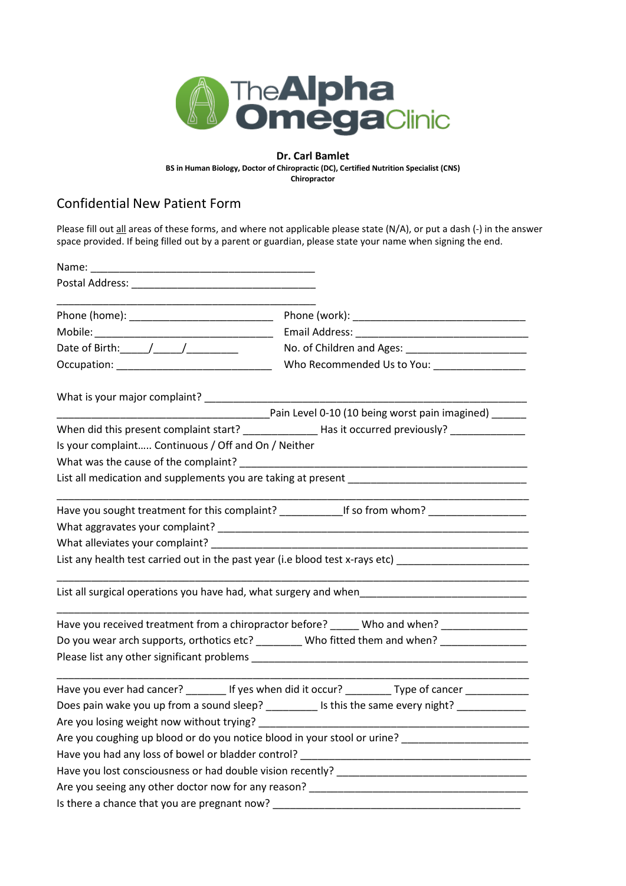**The Alpha Omega Clinic**

**Dr. Carl Bamlet**

**BS in Human Biology, Doctor of Chiropractic (DC), Certified Nutrition Specialist (CNS)**

**Chiropractor**

## Confidential New Patient Form

Please fill out all areas of these forms, and where not applicable please state (N/A), or put a dash (-) in the answer space provided. If being filled out by a parent or guardian, please state your name when signing the end.

Name: ________________________________________

Postal Address: ________________________________

________________________________________________

Phone (home): __________________________ Phone (work): ______________________________

Mobile: ________________________________ Email Address: _____________________________

Date of Birth:_____/_____/_________ No. of Children and Ages: ______________________

Occupation: ____________________________ Who Recommended Us to You: ________________

What is your major complaint? ____________________________________________________________

_____________________________________Pain Level 0-10 (10 being worst pain imagined) ______

When did this present complaint start? _____________ Has it occurred previously? _____________

Is your complaint….. Continuous / Off and On / Neither

What was the cause of the complaint? ____________________________________________________

List all medication and supplements you are taking at present _______________________________

________________________________________________________________________________

Have you sought treatment for this complaint? ___________If so from whom? _________________

What aggravates your complaint? _______________________________________________________

What alleviates your complaint? ________________________________________________________

List any health test carried out in the past year (i.e blood test x-rays etc) _______________________

________________________________________________________________________________

List all surgical operations you have had, what surgery and when_____________________________

________________________________________________________________________________

Have you received treatment from a chiropractor before? _____ Who and when? _______________

Do you wear arch supports, orthotics etc? ________ Who fitted them and when? _______________

Please list any other significant problems ________________________________________________

________________________________________________________________________________

Have you ever had cancer? _______ If yes when did it occur? ________ Type of cancer ___________

Does pain wake you up from a sound sleep? _________ Is this the same every night? ____________

Are you losing weight now without trying? _______________________________________________

Are you coughing up blood or do you notice blood in your stool or urine? ______________________

Have you had any loss of bowel or bladder control? ________________________________________

Have you lost consciousness or had double vision recently? _________________________________

Are you seeing any other doctor now for any reason? ______________________________________

Is there a chance that you are pregnant now? ____________________________________________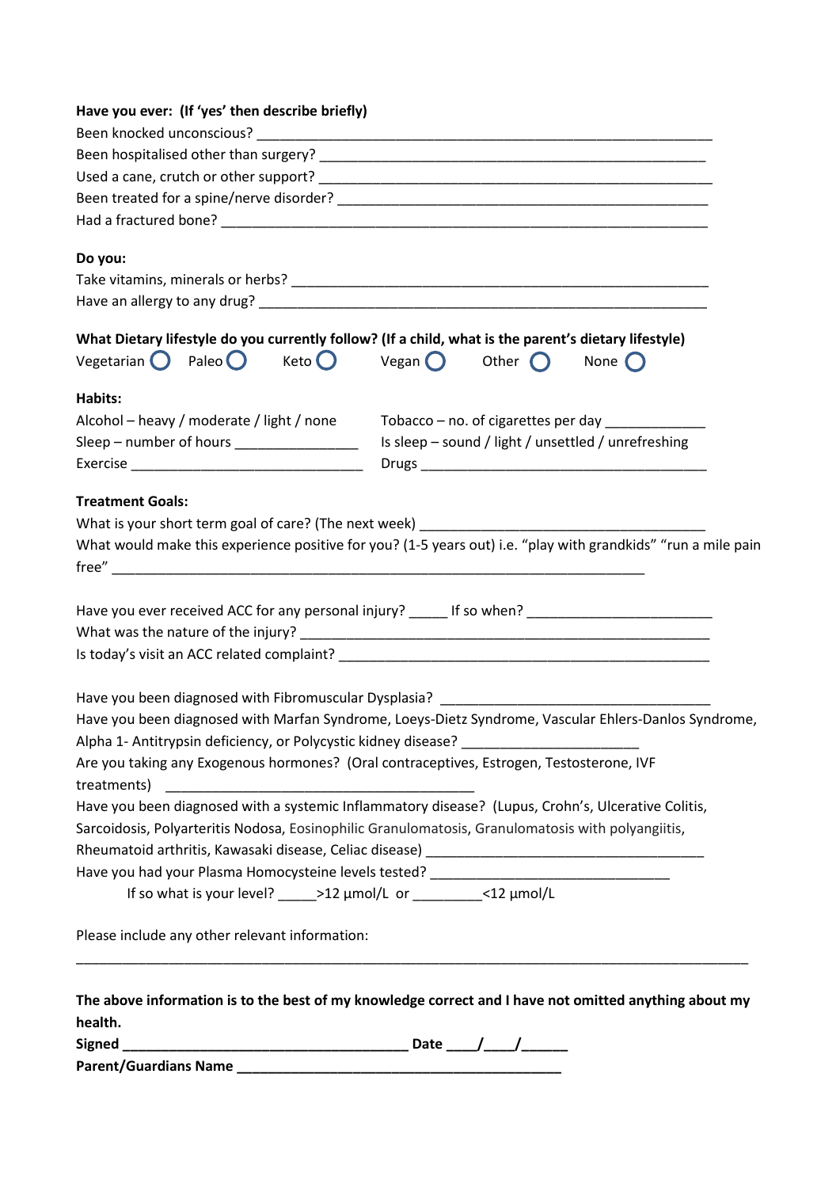**Have you ever: (If 'yes' then describe briefly)**

Been knocked unconscious? ______________________________________________________________

Been hospitalised other than surgery? ___________________________________________________

Used a cane, crutch or other support? ____________________________________________________

Been treated for a spine/nerve disorder? _________________________________________________

Had a fractured bone? _______________________________________________________________

**Do you:**

Take vitamins, minerals or herbs? _______________________________________________________

Have an allergy to any drug? ___________________________________________________________

**What Dietary lifestyle do you currently follow? (If a child, what is the parent's dietary lifestyle)**

Vegetarian ◯ Paleo ◯ Keto ◯ Vegan ◯ Other ◯ None ◯

**Habits:**

Alcohol – heavy / moderate / light / none

Tobacco – no. of cigarettes per day ____________

Sleep – number of hours _______________

Is sleep – sound / light / unsettled / unrefreshing

Exercise ______________________________

Drugs _____________________________________

**Treatment Goals:**

What is your short term goal of care? (The next week) ____________________________________

What would make this experience positive for you? (1-5 years out) i.e. "play with grandkids" "run a mile pain free" _________________________________________________________________

Have you ever received ACC for any personal injury? _____ If so when? _______________________

What was the nature of the injury? _______________________________________________________

Is today's visit an ACC related complaint? _________________________________________________

Have you been diagnosed with Fibromuscular Dysplasia? ___________________________________

Have you been diagnosed with Marfan Syndrome, Loeys-Dietz Syndrome, Vascular Ehlers-Danlos Syndrome, Alpha 1- Antitrypsin deficiency, or Polycystic kidney disease? ______________________

Are you taking any Exogenous hormones? (Oral contraceptives, Estrogen, Testosterone, IVF treatments) ________________________________________

Have you been diagnosed with a systemic Inflammatory disease? (Lupus, Crohn's, Ulcerative Colitis, Sarcoidosis, Polyarteritis Nodosa, Eosinophilic Granulomatosis, Granulomatosis with polyangiitis, Rheumatoid arthritis, Kawasaki disease, Celiac disease) ___________________________________

Have you had your Plasma Homocysteine levels tested? ______________________________

If so what is your level? _____>12 µmol/L or _________<12 µmol/L

Please include any other relevant information:

_____________________________________________________________________________________

**The above information is to the best of my knowledge correct and I have not omitted anything about my health.**

**Signed** __________________________________ **Date** ____/____/______

**Parent/Guardians Name** _______________________________________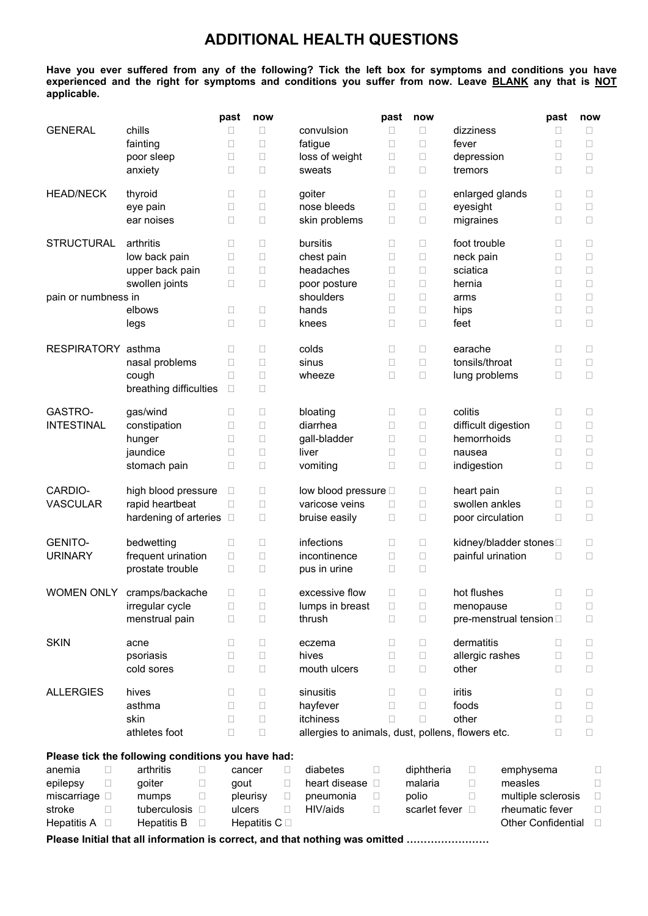# ADDITIONAL HEALTH QUESTIONS

**Have you ever suffered from any of the following? Tick the left box for symptoms and conditions you have experienced and the right for symptoms and conditions you suffer from now. Leave <u>BLANK</u> any that is <u>NOT</u> applicable.**

| | | past | now | | past | now | | past | now |
|---|---|---|---|---|---|---|---|---|---|
| GENERAL | chills | ☐ | ☐ | convulsion | ☐ | ☐ | dizziness | ☐ | ☐ |
| | fainting | ☐ | ☐ | fatigue | ☐ | ☐ | fever | ☐ | ☐ |
| | poor sleep | ☐ | ☐ | loss of weight | ☐ | ☐ | depression | ☐ | ☐ |
| | anxiety | ☐ | ☐ | sweats | ☐ | ☐ | tremors | ☐ | ☐ |
| HEAD/NECK | thyroid | ☐ | ☐ | goiter | ☐ | ☐ | enlarged glands | ☐ | ☐ |
| | eye pain | ☐ | ☐ | nose bleeds | ☐ | ☐ | eyesight | ☐ | ☐ |
| | ear noises | ☐ | ☐ | skin problems | ☐ | ☐ | migraines | ☐ | ☐ |
| STRUCTURAL | arthritis | ☐ | ☐ | bursitis | ☐ | ☐ | foot trouble | ☐ | ☐ |
| | low back pain | ☐ | ☐ | chest pain | ☐ | ☐ | neck pain | ☐ | ☐ |
| | upper back pain | ☐ | ☐ | headaches | ☐ | ☐ | sciatica | ☐ | ☐ |
| | swollen joints | ☐ | ☐ | poor posture | ☐ | ☐ | hernia | ☐ | ☐ |
| pain or numbness in | | | | shoulders | ☐ | ☐ | arms | ☐ | ☐ |
| | elbows | ☐ | ☐ | hands | ☐ | ☐ | hips | ☐ | ☐ |
| | legs | ☐ | ☐ | knees | ☐ | ☐ | feet | ☐ | ☐ |
| RESPIRATORY | asthma | ☐ | ☐ | colds | ☐ | ☐ | earache | ☐ | ☐ |
| | nasal problems | ☐ | ☐ | sinus | ☐ | ☐ | tonsils/throat | ☐ | ☐ |
| | cough | ☐ | ☐ | wheeze | ☐ | ☐ | lung problems | ☐ | ☐ |
| | breathing difficulties | ☐ | ☐ | | | | | | |
| GASTRO-INTESTINAL | gas/wind | ☐ | ☐ | bloating | ☐ | ☐ | colitis | ☐ | ☐ |
| | constipation | ☐ | ☐ | diarrhea | ☐ | ☐ | difficult digestion | ☐ | ☐ |
| | hunger | ☐ | ☐ | gall-bladder | ☐ | ☐ | hemorrhoids | ☐ | ☐ |
| | jaundice | ☐ | ☐ | liver | ☐ | ☐ | nausea | ☐ | ☐ |
| | stomach pain | ☐ | ☐ | vomiting | ☐ | ☐ | indigestion | ☐ | ☐ |
| CARDIO-VASCULAR | high blood pressure | ☐ | ☐ | low blood pressure | ☐ | ☐ | heart pain | ☐ | ☐ |
| | rapid heartbeat | ☐ | ☐ | varicose veins | ☐ | ☐ | swollen ankles | ☐ | ☐ |
| | hardening of arteries | ☐ | ☐ | bruise easily | ☐ | ☐ | poor circulation | ☐ | ☐ |
| GENITO-URINARY | bedwetting | ☐ | ☐ | infections | ☐ | ☐ | kidney/bladder stones | ☐ | ☐ |
| | frequent urination | ☐ | ☐ | incontinence | ☐ | ☐ | painful urination | ☐ | ☐ |
| | prostate trouble | ☐ | ☐ | pus in urine | ☐ | ☐ | | | |
| WOMEN ONLY | cramps/backache | ☐ | ☐ | excessive flow | ☐ | ☐ | hot flushes | ☐ | ☐ |
| | irregular cycle | ☐ | ☐ | lumps in breast | ☐ | ☐ | menopause | ☐ | ☐ |
| | menstrual pain | ☐ | ☐ | thrush | ☐ | ☐ | pre-menstrual tension | ☐ | ☐ |
| SKIN | acne | ☐ | ☐ | eczema | ☐ | ☐ | dermatitis | ☐ | ☐ |
| | psoriasis | ☐ | ☐ | hives | ☐ | ☐ | allergic rashes | ☐ | ☐ |
| | cold sores | ☐ | ☐ | mouth ulcers | ☐ | ☐ | other | ☐ | ☐ |
| ALLERGIES | hives | ☐ | ☐ | sinusitis | ☐ | ☐ | iritis | ☐ | ☐ |
| | asthma | ☐ | ☐ | hayfever | ☐ | ☐ | foods | ☐ | ☐ |
| | skin | ☐ | ☐ | itchiness | ☐ | ☐ | other | ☐ | ☐ |
| | athletes foot | ☐ | ☐ | allergies to animals, dust, pollens, flowers etc. | | | | ☐ | ☐ |

**Please tick the following conditions you have had:**

| | | | | | |
|---|---|---|---|---|---|
| anemia ☐ | arthritis ☐ | cancer ☐ | diabetes ☐ | diphtheria ☐ | emphysema ☐ |
| epilepsy ☐ | goiter ☐ | gout ☐ | heart disease ☐ | malaria ☐ | measles ☐ |
| miscarriage ☐ | mumps ☐ | pleurisy ☐ | pneumonia ☐ | polio ☐ | multiple sclerosis ☐ |
| stroke ☐ | tuberculosis ☐ | ulcers ☐ | HIV/aids ☐ | scarlet fever ☐ | rheumatic fever ☐ |
| Hepatitis A ☐ | Hepatitis B ☐ | Hepatitis C ☐ | | | Other Confidential ☐ |

**Please Initial that all information is correct, and that nothing was omitted ……………………**